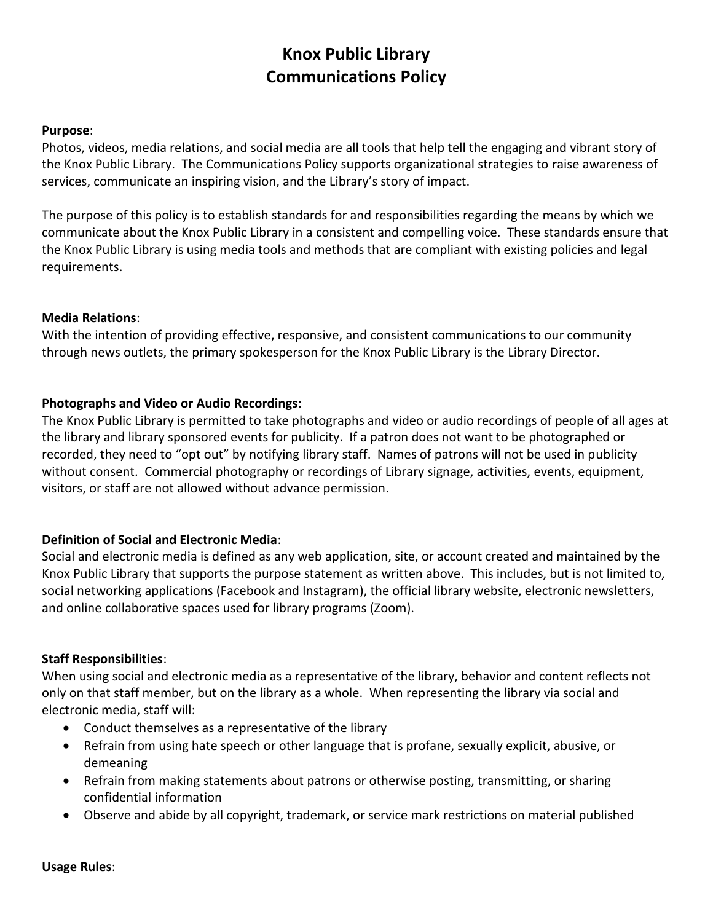# Knox Public Library
# Communications Policy

**Purpose**:
Photos, videos, media relations, and social media are all tools that help tell the engaging and vibrant story of the Knox Public Library. The Communications Policy supports organizational strategies to raise awareness of services, communicate an inspiring vision, and the Library's story of impact.

The purpose of this policy is to establish standards for and responsibilities regarding the means by which we communicate about the Knox Public Library in a consistent and compelling voice. These standards ensure that the Knox Public Library is using media tools and methods that are compliant with existing policies and legal requirements.

**Media Relations**:
With the intention of providing effective, responsive, and consistent communications to our community through news outlets, the primary spokesperson for the Knox Public Library is the Library Director.

**Photographs and Video or Audio Recordings**:
The Knox Public Library is permitted to take photographs and video or audio recordings of people of all ages at the library and library sponsored events for publicity. If a patron does not want to be photographed or recorded, they need to "opt out" by notifying library staff. Names of patrons will not be used in publicity without consent. Commercial photography or recordings of Library signage, activities, events, equipment, visitors, or staff are not allowed without advance permission.

**Definition of Social and Electronic Media**:
Social and electronic media is defined as any web application, site, or account created and maintained by the Knox Public Library that supports the purpose statement as written above. This includes, but is not limited to, social networking applications (Facebook and Instagram), the official library website, electronic newsletters, and online collaborative spaces used for library programs (Zoom).

**Staff Responsibilities**:
When using social and electronic media as a representative of the library, behavior and content reflects not only on that staff member, but on the library as a whole. When representing the library via social and electronic media, staff will:

- Conduct themselves as a representative of the library
- Refrain from using hate speech or other language that is profane, sexually explicit, abusive, or demeaning
- Refrain from making statements about patrons or otherwise posting, transmitting, or sharing confidential information
- Observe and abide by all copyright, trademark, or service mark restrictions on material published

**Usage Rules**: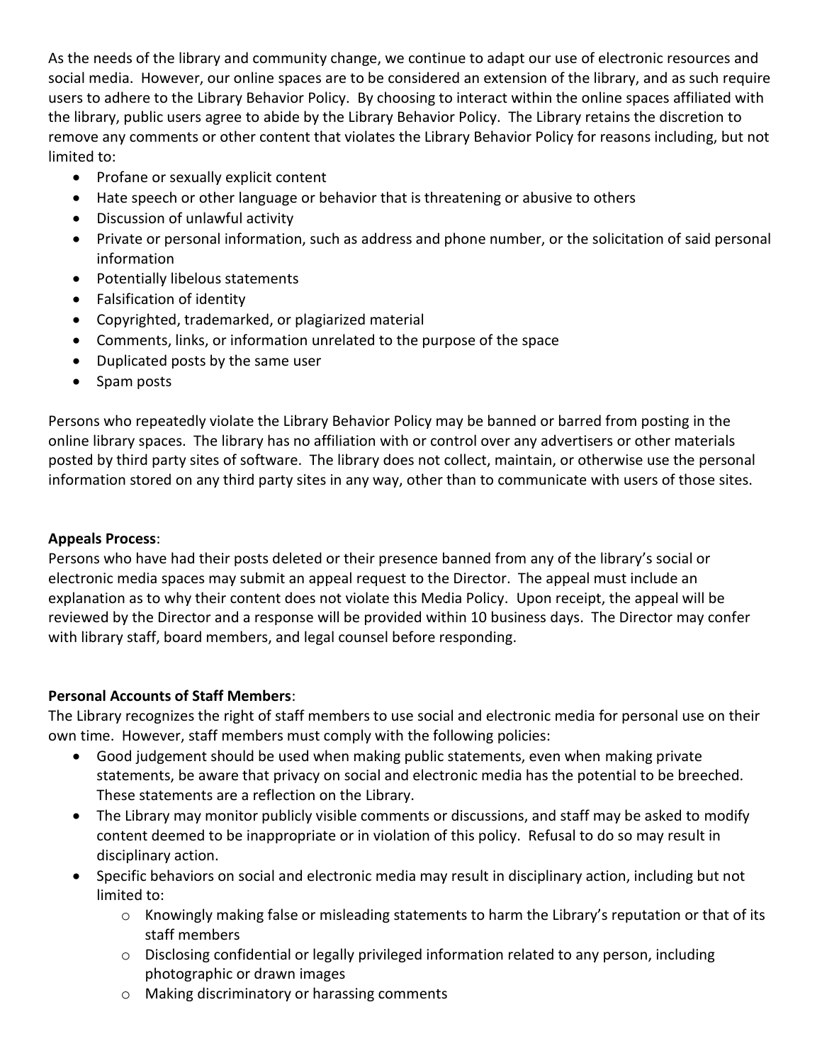As the needs of the library and community change, we continue to adapt our use of electronic resources and social media. However, our online spaces are to be considered an extension of the library, and as such require users to adhere to the Library Behavior Policy. By choosing to interact within the online spaces affiliated with the library, public users agree to abide by the Library Behavior Policy. The Library retains the discretion to remove any comments or other content that violates the Library Behavior Policy for reasons including, but not limited to:

- Profane or sexually explicit content
- Hate speech or other language or behavior that is threatening or abusive to others
- Discussion of unlawful activity
- Private or personal information, such as address and phone number, or the solicitation of said personal information
- Potentially libelous statements
- Falsification of identity
- Copyrighted, trademarked, or plagiarized material
- Comments, links, or information unrelated to the purpose of the space
- Duplicated posts by the same user
- Spam posts

Persons who repeatedly violate the Library Behavior Policy may be banned or barred from posting in the online library spaces. The library has no affiliation with or control over any advertisers or other materials posted by third party sites of software. The library does not collect, maintain, or otherwise use the personal information stored on any third party sites in any way, other than to communicate with users of those sites.

**Appeals Process**:
Persons who have had their posts deleted or their presence banned from any of the library's social or electronic media spaces may submit an appeal request to the Director. The appeal must include an explanation as to why their content does not violate this Media Policy. Upon receipt, the appeal will be reviewed by the Director and a response will be provided within 10 business days. The Director may confer with library staff, board members, and legal counsel before responding.

**Personal Accounts of Staff Members**:
The Library recognizes the right of staff members to use social and electronic media for personal use on their own time. However, staff members must comply with the following policies:

- Good judgement should be used when making public statements, even when making private statements, be aware that privacy on social and electronic media has the potential to be breeched. These statements are a reflection on the Library.
- The Library may monitor publicly visible comments or discussions, and staff may be asked to modify content deemed to be inappropriate or in violation of this policy. Refusal to do so may result in disciplinary action.
- Specific behaviors on social and electronic media may result in disciplinary action, including but not limited to:
    - Knowingly making false or misleading statements to harm the Library's reputation or that of its staff members
    - Disclosing confidential or legally privileged information related to any person, including photographic or drawn images
    - Making discriminatory or harassing comments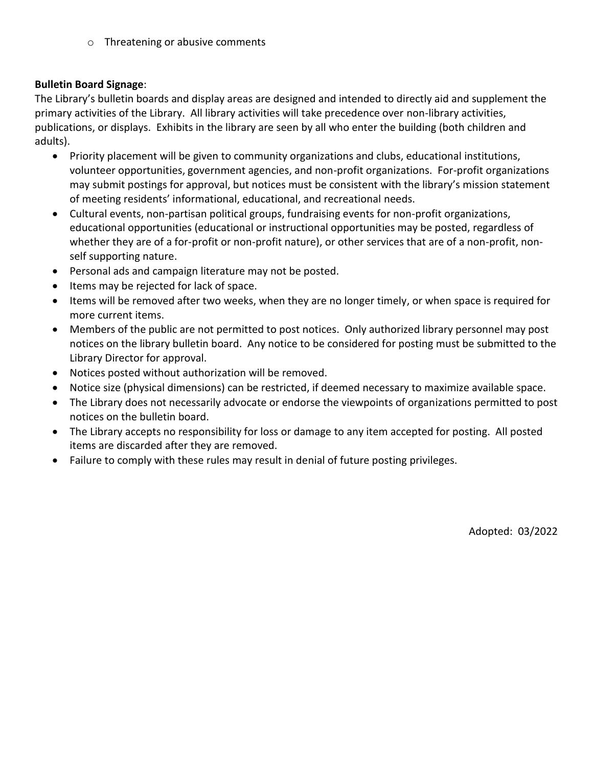- Threatening or abusive comments

**Bulletin Board Signage**:
The Library's bulletin boards and display areas are designed and intended to directly aid and supplement the primary activities of the Library. All library activities will take precedence over non-library activities, publications, or displays. Exhibits in the library are seen by all who enter the building (both children and adults).

- Priority placement will be given to community organizations and clubs, educational institutions, volunteer opportunities, government agencies, and non-profit organizations. For-profit organizations may submit postings for approval, but notices must be consistent with the library's mission statement of meeting residents' informational, educational, and recreational needs.
- Cultural events, non-partisan political groups, fundraising events for non-profit organizations, educational opportunities (educational or instructional opportunities may be posted, regardless of whether they are of a for-profit or non-profit nature), or other services that are of a non-profit, non-self supporting nature.
- Personal ads and campaign literature may not be posted.
- Items may be rejected for lack of space.
- Items will be removed after two weeks, when they are no longer timely, or when space is required for more current items.
- Members of the public are not permitted to post notices. Only authorized library personnel may post notices on the library bulletin board. Any notice to be considered for posting must be submitted to the Library Director for approval.
- Notices posted without authorization will be removed.
- Notice size (physical dimensions) can be restricted, if deemed necessary to maximize available space.
- The Library does not necessarily advocate or endorse the viewpoints of organizations permitted to post notices on the bulletin board.
- The Library accepts no responsibility for loss or damage to any item accepted for posting. All posted items are discarded after they are removed.
- Failure to comply with these rules may result in denial of future posting privileges.

Adopted: 03/2022